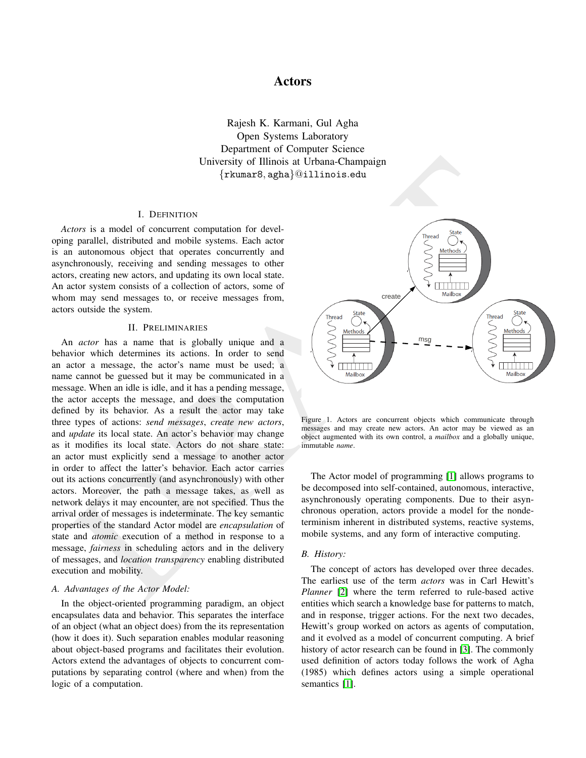# Actors

Rajesh K. Karmani, Gul Agha
Open Systems Laboratory
Department of Computer Science
University of Illinois at Urbana-Champaign
{rkumar8, agha}@illinois.edu

## I. Definition

*Actors* is a model of concurrent computation for developing parallel, distributed and mobile systems. Each actor is an autonomous object that operates concurrently and asynchronously, receiving and sending messages to other actors, creating new actors, and updating its own local state. An actor system consists of a collection of actors, some of whom may send messages to, or receive messages from, actors outside the system.

## II. Preliminaries

An *actor* has a name that is globally unique and a behavior which determines its actions. In order to send an actor a message, the actor's name must be used; a name cannot be guessed but it may be communicated in a message. When an idle is idle, and it has a pending message, the actor accepts the message, and does the computation defined by its behavior. As a result the actor may take three types of actions: *send messages*, *create new actors*, and *update* its local state. An actor's behavior may change as it modifies its local state. Actors do not share state: an actor must explicitly send a message to another actor in order to affect the latter's behavior. Each actor carries out its actions concurrently (and asynchronously) with other actors. Moreover, the path a message takes, as well as network delays it may encounter, are not specified. Thus the arrival order of messages is indeterminate. The key semantic properties of the standard Actor model are *encapsulation* of state and *atomic* execution of a method in response to a message, *fairness* in scheduling actors and in the delivery of messages, and *location transparency* enabling distributed execution and mobility.

### A. Advantages of the Actor Model:

In the object-oriented programming paradigm, an object encapsulates data and behavior. This separates the interface of an object (what an object does) from the its representation (how it does it). Such separation enables modular reasoning about object-based programs and facilitates their evolution. Actors extend the advantages of objects to concurrent computations by separating control (where and when) from the logic of a computation.

Thread
State
Methods
Mailbox
create
msg

Figure 1. Actors are concurrent objects which communicate through messages and may create new actors. An actor may be viewed as an object augmented with its own control, a *mailbox* and a globally unique, immutable *name*.

The Actor model of programming [1] allows programs to be decomposed into self-contained, autonomous, interactive, asynchronously operating components. Due to their asynchronous operation, actors provide a model for the nondeterminism inherent in distributed systems, reactive systems, mobile systems, and any form of interactive computing.

### B. History:

The concept of actors has developed over three decades. The earliest use of the term *actors* was in Carl Hewitt's *Planner* [2] where the term referred to rule-based active entities which search a knowledge base for patterns to match, and in response, trigger actions. For the next two decades, Hewitt's group worked on actors as agents of computation, and it evolved as a model of concurrent computing. A brief history of actor research can be found in [3]. The commonly used definition of actors today follows the work of Agha (1985) which defines actors using a simple operational semantics [1].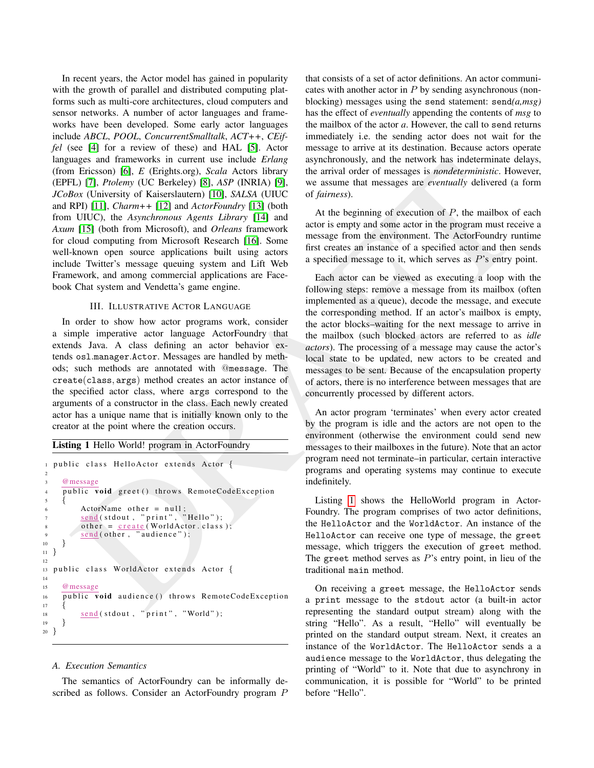In recent years, the Actor model has gained in popularity with the growth of parallel and distributed computing platforms such as multi-core architectures, cloud computers and sensor networks. A number of actor languages and frameworks have been developed. Some early actor languages include *ABCL*, *POOL*, *ConcurrentSmalltalk*, *ACT++*, *CEiffel* (see [4] for a review of these) and HAL [5]. Actor languages and frameworks in current use include *Erlang* (from Ericsson) [6], *E* (Erights.org), *Scala* Actors library (EPFL) [7], *Ptolemy* (UC Berkeley) [8], *ASP* (INRIA) [9], *JCoBox* (University of Kaiserslautern) [10], *SALSA* (UIUC and RPI) [11], *Charm++* [12] and *ActorFoundry* [13] (both from UIUC), the *Asynchronous Agents Library* [14] and *Axum* [15] (both from Microsoft), and *Orleans* framework for cloud computing from Microsoft Research [16]. Some well-known open source applications built using actors include Twitter's message queuing system and Lift Web Framework, and among commercial applications are Facebook Chat system and Vendetta's game engine.

## III. Illustrative Actor Language

In order to show how actor programs work, consider a simple imperative actor language ActorFoundry that extends Java. A class defining an actor behavior extends `osl.manager.Actor`. Messages are handled by methods; such methods are annotated with `@message`. The `create(class, args)` method creates an actor instance of the specified actor class, where `args` correspond to the arguments of a constructor in the class. Each newly created actor has a unique name that is initially known only to the creator at the point where the creation occurs.

**Listing 1** Hello World! program in ActorFoundry

```
1  public class HelloActor extends Actor {
2
3    @message
4    public void greet() throws RemoteCodeException
5    {
6        ActorName other = null;
7        send(stdout, "print", "Hello");
8        other = create(WorldActor.class);
9        send(other, "audience");
10   }
11 }
12
13 public class WorldActor extends Actor {
14
15   @message
16   public void audience() throws RemoteCodeException
17   {
18       send(stdout, "print", "World");
19   }
20 }
```

### A. Execution Semantics

The semantics of ActorFoundry can be informally described as follows. Consider an ActorFoundry program $P$ that consists of a set of actor definitions. An actor communicates with another actor in $P$ by sending asynchronous (non-blocking) messages using the `send` statement: `send`*(a,msg)* has the effect of *eventually* appending the contents of *msg* to the mailbox of the actor *a*. However, the call to `send` returns immediately i.e. the sending actor does not wait for the message to arrive at its destination. Because actors operate asynchronously, and the network has indeterminate delays, the arrival order of messages is *nondeterministic*. However, we assume that messages are *eventually* delivered (a form of *fairness*).

At the beginning of execution of $P$, the mailbox of each actor is empty and some actor in the program must receive a message from the environment. The ActorFoundry runtime first creates an instance of a specified actor and then sends a specified message to it, which serves as $P$'s entry point.

Each actor can be viewed as executing a loop with the following steps: remove a message from its mailbox (often implemented as a queue), decode the message, and execute the corresponding method. If an actor's mailbox is empty, the actor blocks–waiting for the next message to arrive in the mailbox (such blocked actors are referred to as *idle actors*). The processing of a message may cause the actor's local state to be updated, new actors to be created and messages to be sent. Because of the encapsulation property of actors, there is no interference between messages that are concurrently processed by different actors.

An actor program 'terminates' when every actor created by the program is idle and the actors are not open to the environment (otherwise the environment could send new messages to their mailboxes in the future). Note that an actor program need not terminate–in particular, certain interactive programs and operating systems may continue to execute indefinitely.

Listing 1 shows the HelloWorld program in ActorFoundry. The program comprises of two actor definitions, the `HelloActor` and the `WorldActor`. An instance of the `HelloActor` can receive one type of message, the `greet` message, which triggers the execution of `greet` method. The `greet` method serves as $P$'s entry point, in lieu of the traditional `main` method.

On receiving a `greet` message, the `HelloActor` sends a `print` message to the `stdout` actor (a built-in actor representing the standard output stream) along with the string "Hello". As a result, "Hello" will eventually be printed on the standard output stream. Next, it creates an instance of the `WorldActor`. The `HelloActor` sends a a `audience` message to the `WorldActor`, thus delegating the printing of "World" to it. Note that due to asynchrony in communication, it is possible for "World" to be printed before "Hello".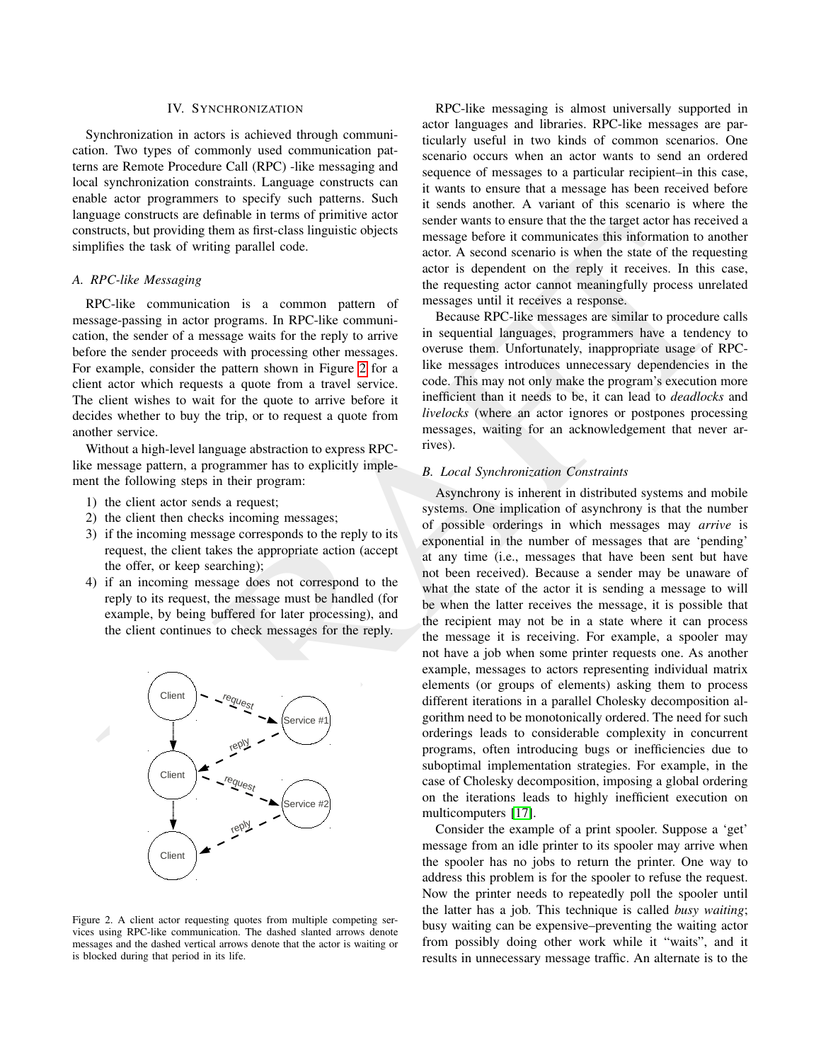## IV. SYNCHRONIZATION

Synchronization in actors is achieved through communication. Two types of commonly used communication patterns are Remote Procedure Call (RPC) -like messaging and local synchronization constraints. Language constructs can enable actor programmers to specify such patterns. Such language constructs are definable in terms of primitive actor constructs, but providing them as first-class linguistic objects simplifies the task of writing parallel code.

### A. RPC-like Messaging

RPC-like communication is a common pattern of message-passing in actor programs. In RPC-like communication, the sender of a message waits for the reply to arrive before the sender proceeds with processing other messages. For example, consider the pattern shown in Figure 2 for a client actor which requests a quote from a travel service. The client wishes to wait for the quote to arrive before it decides whether to buy the trip, or to request a quote from another service.

Without a high-level language abstraction to express RPC-like message pattern, a programmer has to explicitly implement the following steps in their program:

1) the client actor sends a request;
2) the client then checks incoming messages;
3) if the incoming message corresponds to the reply to its request, the client takes the appropriate action (accept the offer, or keep searching);
4) if an incoming message does not correspond to the reply to its request, the message must be handled (for example, by being buffered for later processing), and the client continues to check messages for the reply.

Client
request
Service #1
reply
Client
request
Service #2
reply
Client

Figure 2. A client actor requesting quotes from multiple competing services using RPC-like communication. The dashed slanted arrows denote messages and the dashed vertical arrows denote that the actor is waiting or is blocked during that period in its life.

RPC-like messaging is almost universally supported in actor languages and libraries. RPC-like messages are particularly useful in two kinds of common scenarios. One scenario occurs when an actor wants to send an ordered sequence of messages to a particular recipient–in this case, it wants to ensure that a message has been received before it sends another. A variant of this scenario is where the sender wants to ensure that the the target actor has received a message before it communicates this information to another actor. A second scenario is when the state of the requesting actor is dependent on the reply it receives. In this case, the requesting actor cannot meaningfully process unrelated messages until it receives a response.

Because RPC-like messages are similar to procedure calls in sequential languages, programmers have a tendency to overuse them. Unfortunately, inappropriate usage of RPC-like messages introduces unnecessary dependencies in the code. This may not only make the program's execution more inefficient than it needs to be, it can lead to *deadlocks* and *livelocks* (where an actor ignores or postpones processing messages, waiting for an acknowledgement that never arrives).

### B. Local Synchronization Constraints

Asynchrony is inherent in distributed systems and mobile systems. One implication of asynchrony is that the number of possible orderings in which messages may *arrive* is exponential in the number of messages that are 'pending' at any time (i.e., messages that have been sent but have not been received). Because a sender may be unaware of what the state of the actor it is sending a message to will be when the latter receives the message, it is possible that the recipient may not be in a state where it can process the message it is receiving. For example, a spooler may not have a job when some printer requests one. As another example, messages to actors representing individual matrix elements (or groups of elements) asking them to process different iterations in a parallel Cholesky decomposition algorithm need to be monotonically ordered. The need for such orderings leads to considerable complexity in concurrent programs, often introducing bugs or inefficiencies due to suboptimal implementation strategies. For example, in the case of Cholesky decomposition, imposing a global ordering on the iterations leads to highly inefficient execution on multicomputers [17].

Consider the example of a print spooler. Suppose a 'get' message from an idle printer to its spooler may arrive when the spooler has no jobs to return the printer. One way to address this problem is for the spooler to refuse the request. Now the printer needs to repeatedly poll the spooler until the latter has a job. This technique is called *busy waiting*; busy waiting can be expensive–preventing the waiting actor from possibly doing other work while it "waits", and it results in unnecessary message traffic. An alternate is to the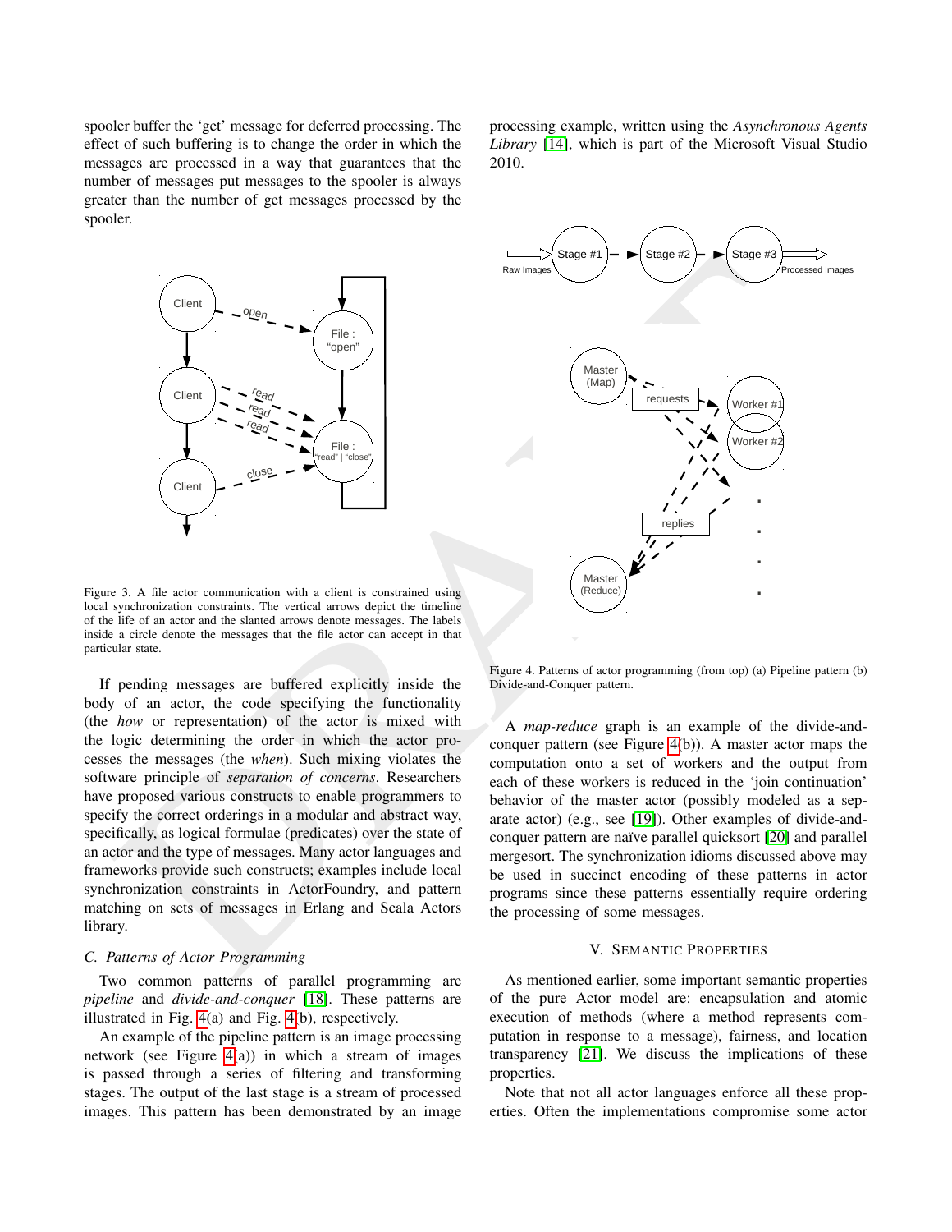spooler buffer the 'get' message for deferred processing. The effect of such buffering is to change the order in which the messages are processed in a way that guarantees that the number of messages put messages to the spooler is always greater than the number of get messages processed by the spooler.

Figure 3. A file actor communication with a client is constrained using local synchronization constraints. The vertical arrows depict the timeline of the life of an actor and the slanted arrows denote messages. The labels inside a circle denote the messages that the file actor can accept in that particular state.

If pending messages are buffered explicitly inside the body of an actor, the code specifying the functionality (the *how* or representation) of the actor is mixed with the logic determining the order in which the actor processes the messages (the *when*). Such mixing violates the software principle of *separation of concerns*. Researchers have proposed various constructs to enable programmers to specify the correct orderings in a modular and abstract way, specifically, as logical formulae (predicates) over the state of an actor and the type of messages. Many actor languages and frameworks provide such constructs; examples include local synchronization constraints in ActorFoundry, and pattern matching on sets of messages in Erlang and Scala Actors library.

### C. Patterns of Actor Programming

Two common patterns of parallel programming are *pipeline* and *divide-and-conquer* [18]. These patterns are illustrated in Fig. 4(a) and Fig. 4(b), respectively.

An example of the pipeline pattern is an image processing network (see Figure 4(a)) in which a stream of images is passed through a series of filtering and transforming stages. The output of the last stage is a stream of processed images. This pattern has been demonstrated by an image processing example, written using the *Asynchronous Agents Library* [14], which is part of the Microsoft Visual Studio 2010.

Figure 4. Patterns of actor programming (from top) (a) Pipeline pattern (b) Divide-and-Conquer pattern.

A *map-reduce* graph is an example of the divide-and-conquer pattern (see Figure 4(b)). A master actor maps the computation onto a set of workers and the output from each of these workers is reduced in the 'join continuation' behavior of the master actor (possibly modeled as a separate actor) (e.g., see [19]). Other examples of divide-and-conquer pattern are naïve parallel quicksort [20] and parallel mergesort. The synchronization idioms discussed above may be used in succinct encoding of these patterns in actor programs since these patterns essentially require ordering the processing of some messages.

## V. Semantic Properties

As mentioned earlier, some important semantic properties of the pure Actor model are: encapsulation and atomic execution of methods (where a method represents computation in response to a message), fairness, and location transparency [21]. We discuss the implications of these properties.

Note that not all actor languages enforce all these properties. Often the implementations compromise some actor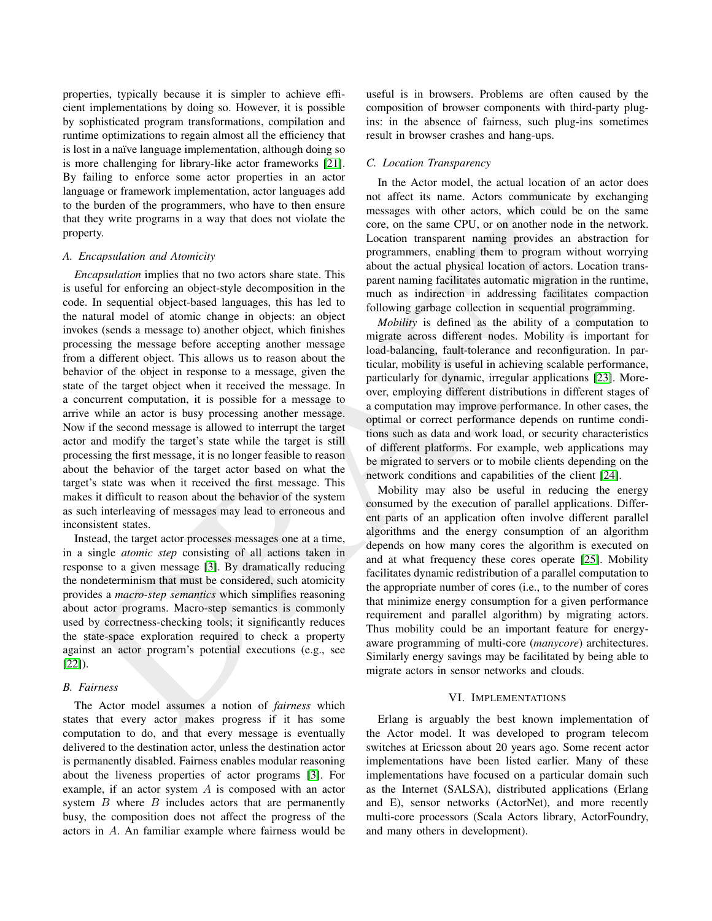properties, typically because it is simpler to achieve efficient implementations by doing so. However, it is possible by sophisticated program transformations, compilation and runtime optimizations to regain almost all the efficiency that is lost in a naïve language implementation, although doing so is more challenging for library-like actor frameworks [21]. By failing to enforce some actor properties in an actor language or framework implementation, actor languages add to the burden of the programmers, who have to then ensure that they write programs in a way that does not violate the property.

### A. Encapsulation and Atomicity

*Encapsulation* implies that no two actors share state. This is useful for enforcing an object-style decomposition in the code. In sequential object-based languages, this has led to the natural model of atomic change in objects: an object invokes (sends a message to) another object, which finishes processing the message before accepting another message from a different object. This allows us to reason about the behavior of the object in response to a message, given the state of the target object when it received the message. In a concurrent computation, it is possible for a message to arrive while an actor is busy processing another message. Now if the second message is allowed to interrupt the target actor and modify the target's state while the target is still processing the first message, it is no longer feasible to reason about the behavior of the target actor based on what the target's state was when it received the first message. This makes it difficult to reason about the behavior of the system as such interleaving of messages may lead to erroneous and inconsistent states.

Instead, the target actor processes messages one at a time, in a single *atomic step* consisting of all actions taken in response to a given message [3]. By dramatically reducing the nondeterminism that must be considered, such atomicity provides a *macro-step semantics* which simplifies reasoning about actor programs. Macro-step semantics is commonly used by correctness-checking tools; it significantly reduces the state-space exploration required to check a property against an actor program's potential executions (e.g., see [22]).

### B. Fairness

The Actor model assumes a notion of *fairness* which states that every actor makes progress if it has some computation to do, and that every message is eventually delivered to the destination actor, unless the destination actor is permanently disabled. Fairness enables modular reasoning about the liveness properties of actor programs [3]. For example, if an actor system $A$ is composed with an actor system $B$ where $B$ includes actors that are permanently busy, the composition does not affect the progress of the actors in $A$. An familiar example where fairness would be useful is in browsers. Problems are often caused by the composition of browser components with third-party plug-ins: in the absence of fairness, such plug-ins sometimes result in browser crashes and hang-ups.

### C. Location Transparency

In the Actor model, the actual location of an actor does not affect its name. Actors communicate by exchanging messages with other actors, which could be on the same core, on the same CPU, or on another node in the network. Location transparent naming provides an abstraction for programmers, enabling them to program without worrying about the actual physical location of actors. Location transparent naming facilitates automatic migration in the runtime, much as indirection in addressing facilitates compaction following garbage collection in sequential programming.

*Mobility* is defined as the ability of a computation to migrate across different nodes. Mobility is important for load-balancing, fault-tolerance and reconfiguration. In particular, mobility is useful in achieving scalable performance, particularly for dynamic, irregular applications [23]. Moreover, employing different distributions in different stages of a computation may improve performance. In other cases, the optimal or correct performance depends on runtime conditions such as data and work load, or security characteristics of different platforms. For example, web applications may be migrated to servers or to mobile clients depending on the network conditions and capabilities of the client [24].

Mobility may also be useful in reducing the energy consumed by the execution of parallel applications. Different parts of an application often involve different parallel algorithms and the energy consumption of an algorithm depends on how many cores the algorithm is executed on and at what frequency these cores operate [25]. Mobility facilitates dynamic redistribution of a parallel computation to the appropriate number of cores (i.e., to the number of cores that minimize energy consumption for a given performance requirement and parallel algorithm) by migrating actors. Thus mobility could be an important feature for energy-aware programming of multi-core (*manycore*) architectures. Similarly energy savings may be facilitated by being able to migrate actors in sensor networks and clouds.

## VI. Implementations

Erlang is arguably the best known implementation of the Actor model. It was developed to program telecom switches at Ericsson about 20 years ago. Some recent actor implementations have been listed earlier. Many of these implementations have focused on a particular domain such as the Internet (SALSA), distributed applications (Erlang and E), sensor networks (ActorNet), and more recently multi-core processors (Scala Actors library, ActorFoundry, and many others in development).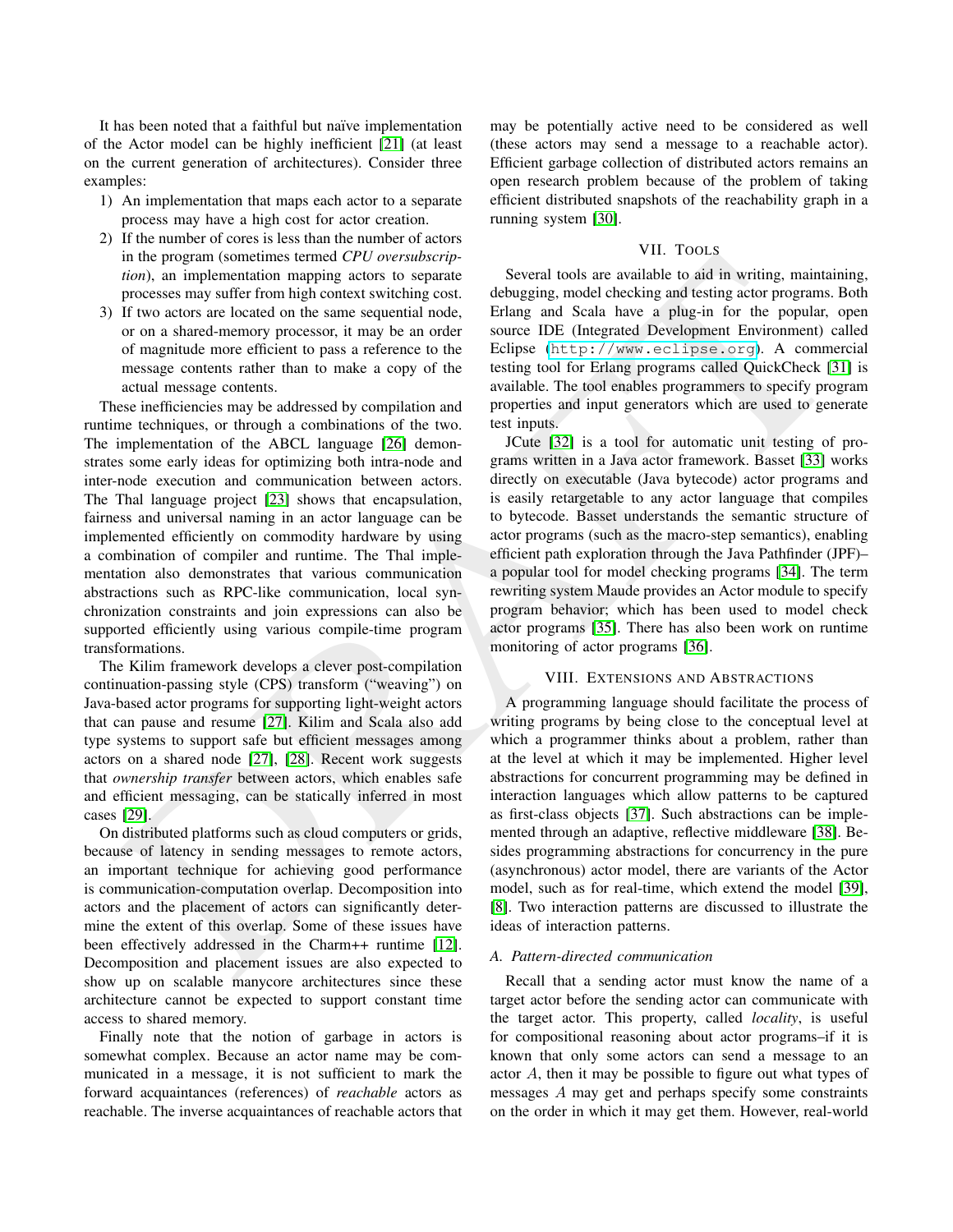It has been noted that a faithful but naïve implementation of the Actor model can be highly inefficient [21] (at least on the current generation of architectures). Consider three examples:

1) An implementation that maps each actor to a separate process may have a high cost for actor creation.
2) If the number of cores is less than the number of actors in the program (sometimes termed *CPU oversubscription*), an implementation mapping actors to separate processes may suffer from high context switching cost.
3) If two actors are located on the same sequential node, or on a shared-memory processor, it may be an order of magnitude more efficient to pass a reference to the message contents rather than to make a copy of the actual message contents.

These inefficiencies may be addressed by compilation and runtime techniques, or through a combinations of the two. The implementation of the ABCL language [26] demonstrates some early ideas for optimizing both intra-node and inter-node execution and communication between actors. The Thal language project [23] shows that encapsulation, fairness and universal naming in an actor language can be implemented efficiently on commodity hardware by using a combination of compiler and runtime. The Thal implementation also demonstrates that various communication abstractions such as RPC-like communication, local synchronization constraints and join expressions can also be supported efficiently using various compile-time program transformations.

The Kilim framework develops a clever post-compilation continuation-passing style (CPS) transform ("weaving") on Java-based actor programs for supporting light-weight actors that can pause and resume [27]. Kilim and Scala also add type systems to support safe but efficient messages among actors on a shared node [27], [28]. Recent work suggests that *ownership transfer* between actors, which enables safe and efficient messaging, can be statically inferred in most cases [29].

On distributed platforms such as cloud computers or grids, because of latency in sending messages to remote actors, an important technique for achieving good performance is communication-computation overlap. Decomposition into actors and the placement of actors can significantly determine the extent of this overlap. Some of these issues have been effectively addressed in the Charm++ runtime [12]. Decomposition and placement issues are also expected to show up on scalable manycore architectures since these architecture cannot be expected to support constant time access to shared memory.

Finally note that the notion of garbage in actors is somewhat complex. Because an actor name may be communicated in a message, it is not sufficient to mark the forward acquaintances (references) of *reachable* actors as reachable. The inverse acquaintances of reachable actors that may be potentially active need to be considered as well (these actors may send a message to a reachable actor). Efficient garbage collection of distributed actors remains an open research problem because of the problem of taking efficient distributed snapshots of the reachability graph in a running system [30].

## VII. Tools

Several tools are available to aid in writing, maintaining, debugging, model checking and testing actor programs. Both Erlang and Scala have a plug-in for the popular, open source IDE (Integrated Development Environment) called Eclipse (http://www.eclipse.org). A commercial testing tool for Erlang programs called QuickCheck [31] is available. The tool enables programmers to specify program properties and input generators which are used to generate test inputs.

JCute [32] is a tool for automatic unit testing of programs written in a Java actor framework. Basset [33] works directly on executable (Java bytecode) actor programs and is easily retargetable to any actor language that compiles to bytecode. Basset understands the semantic structure of actor programs (such as the macro-step semantics), enabling efficient path exploration through the Java Pathfinder (JPF)– a popular tool for model checking programs [34]. The term rewriting system Maude provides an Actor module to specify program behavior; which has been used to model check actor programs [35]. There has also been work on runtime monitoring of actor programs [36].

## VIII. Extensions and Abstractions

A programming language should facilitate the process of writing programs by being close to the conceptual level at which a programmer thinks about a problem, rather than at the level at which it may be implemented. Higher level abstractions for concurrent programming may be defined in interaction languages which allow patterns to be captured as first-class objects [37]. Such abstractions can be implemented through an adaptive, reflective middleware [38]. Besides programming abstractions for concurrency in the pure (asynchronous) actor model, there are variants of the Actor model, such as for real-time, which extend the model [39], [8]. Two interaction patterns are discussed to illustrate the ideas of interaction patterns.

### A. Pattern-directed communication

Recall that a sending actor must know the name of a target actor before the sending actor can communicate with the target actor. This property, called *locality*, is useful for compositional reasoning about actor programs–if it is known that only some actors can send a message to an actor $A$, then it may be possible to figure out what types of messages $A$ may get and perhaps specify some constraints on the order in which it may get them. However, real-world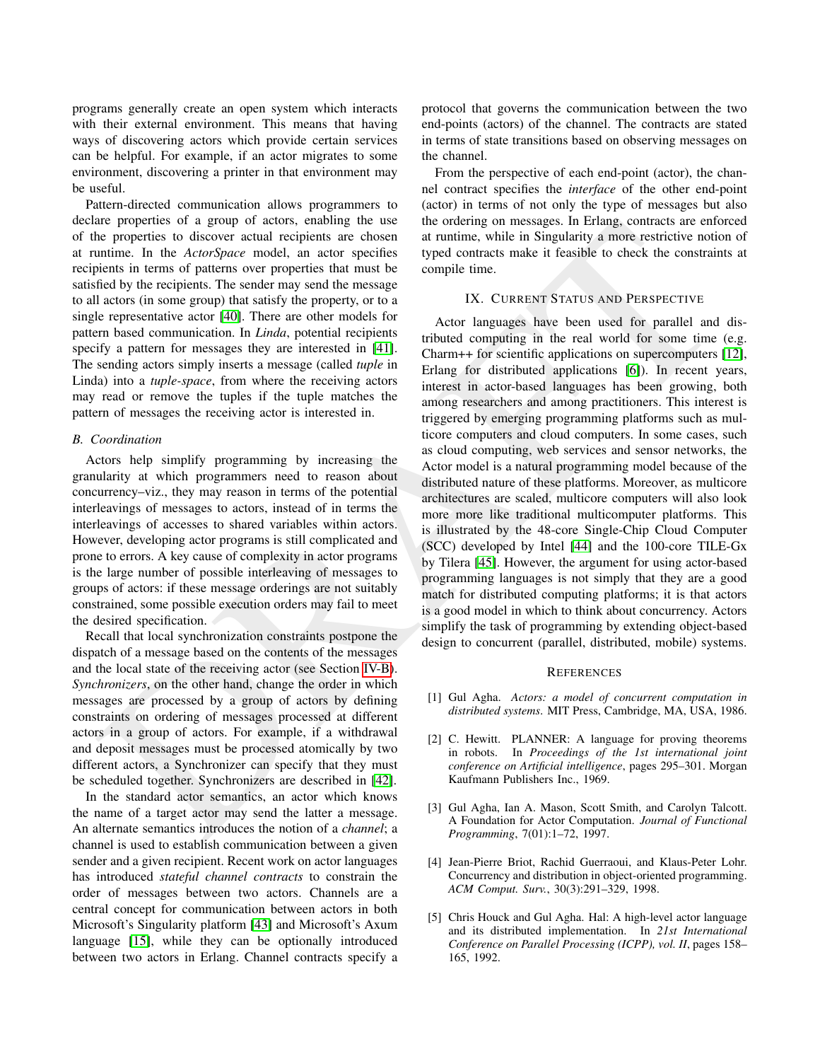programs generally create an open system which interacts with their external environment. This means that having ways of discovering actors which provide certain services can be helpful. For example, if an actor migrates to some environment, discovering a printer in that environment may be useful.

Pattern-directed communication allows programmers to declare properties of a group of actors, enabling the use of the properties to discover actual recipients are chosen at runtime. In the *ActorSpace* model, an actor specifies recipients in terms of patterns over properties that must be satisfied by the recipients. The sender may send the message to all actors (in some group) that satisfy the property, or to a single representative actor [40]. There are other models for pattern based communication. In *Linda*, potential recipients specify a pattern for messages they are interested in [41]. The sending actors simply inserts a message (called *tuple* in Linda) into a *tuple-space*, from where the receiving actors may read or remove the tuples if the tuple matches the pattern of messages the receiving actor is interested in.

### B. Coordination

Actors help simplify programming by increasing the granularity at which programmers need to reason about concurrency–viz., they may reason in terms of the potential interleavings of messages to actors, instead of in terms the interleavings of accesses to shared variables within actors. However, developing actor programs is still complicated and prone to errors. A key cause of complexity in actor programs is the large number of possible interleaving of messages to groups of actors: if these message orderings are not suitably constrained, some possible execution orders may fail to meet the desired specification.

Recall that local synchronization constraints postpone the dispatch of a message based on the contents of the messages and the local state of the receiving actor (see Section IV-B). *Synchronizers*, on the other hand, change the order in which messages are processed by a group of actors by defining constraints on ordering of messages processed at different actors in a group of actors. For example, if a withdrawal and deposit messages must be processed atomically by two different actors, a Synchronizer can specify that they must be scheduled together. Synchronizers are described in [42].

In the standard actor semantics, an actor which knows the name of a target actor may send the latter a message. An alternate semantics introduces the notion of a *channel*; a channel is used to establish communication between a given sender and a given recipient. Recent work on actor languages has introduced *stateful channel contracts* to constrain the order of messages between two actors. Channels are a central concept for communication between actors in both Microsoft's Singularity platform [43] and Microsoft's Axum language [15], while they can be optionally introduced between two actors in Erlang. Channel contracts specify a protocol that governs the communication between the two end-points (actors) of the channel. The contracts are stated in terms of state transitions based on observing messages on the channel.

From the perspective of each end-point (actor), the channel contract specifies the *interface* of the other end-point (actor) in terms of not only the type of messages but also the ordering on messages. In Erlang, contracts are enforced at runtime, while in Singularity a more restrictive notion of typed contracts make it feasible to check the constraints at compile time.

## IX. Current Status and Perspective

Actor languages have been used for parallel and distributed computing in the real world for some time (e.g. Charm++ for scientific applications on supercomputers [12], Erlang for distributed applications [6]). In recent years, interest in actor-based languages has been growing, both among researchers and among practitioners. This interest is triggered by emerging programming platforms such as multicore computers and cloud computers. In some cases, such as cloud computing, web services and sensor networks, the Actor model is a natural programming model because of the distributed nature of these platforms. Moreover, as multicore architectures are scaled, multicore computers will also look more more like traditional multicomputer platforms. This is illustrated by the 48-core Single-Chip Cloud Computer (SCC) developed by Intel [44] and the 100-core TILE-Gx by Tilera [45]. However, the argument for using actor-based programming languages is not simply that they are a good match for distributed computing platforms; it is that actors is a good model in which to think about concurrency. Actors simplify the task of programming by extending object-based design to concurrent (parallel, distributed, mobile) systems.

## References

[1] Gul Agha. *Actors: a model of concurrent computation in distributed systems*. MIT Press, Cambridge, MA, USA, 1986.

[2] C. Hewitt. PLANNER: A language for proving theorems in robots. In *Proceedings of the 1st international joint conference on Artificial intelligence*, pages 295–301. Morgan Kaufmann Publishers Inc., 1969.

[3] Gul Agha, Ian A. Mason, Scott Smith, and Carolyn Talcott. A Foundation for Actor Computation. *Journal of Functional Programming*, 7(01):1–72, 1997.

[4] Jean-Pierre Briot, Rachid Guerraoui, and Klaus-Peter Lohr. Concurrency and distribution in object-oriented programming. *ACM Comput. Surv.*, 30(3):291–329, 1998.

[5] Chris Houck and Gul Agha. Hal: A high-level actor language and its distributed implementation. In *21st International Conference on Parallel Processing (ICPP), vol. II*, pages 158–165, 1992.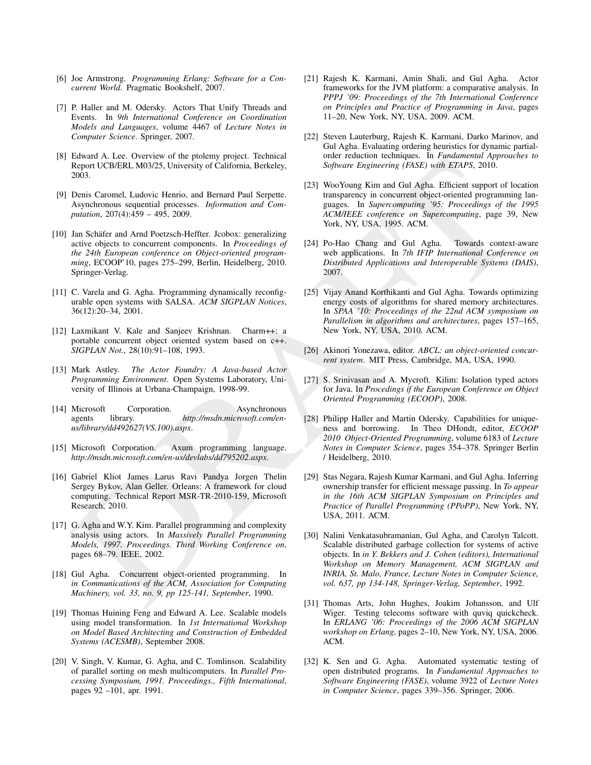[6] Joe Armstrong. *Programming Erlang: Software for a Concurrent World*. Pragmatic Bookshelf, 2007.

[7] P. Haller and M. Odersky. Actors That Unify Threads and Events. In *9th International Conference on Coordination Models and Languages*, volume 4467 of *Lecture Notes in Computer Science*. Springer, 2007.

[8] Edward A. Lee. Overview of the ptolemy project. Technical Report UCB/ERL M03/25, University of California, Berkeley, 2003.

[9] Denis Caromel, Ludovic Henrio, and Bernard Paul Serpette. Asynchronous sequential processes. *Information and Computation*, 207(4):459 – 495, 2009.

[10] Jan Schäfer and Arnd Poetzsch-Heffter. Jcobox: generalizing active objects to concurrent components. In *Proceedings of the 24th European conference on Object-oriented programming*, ECOOP'10, pages 275–299, Berlin, Heidelberg, 2010. Springer-Verlag.

[11] C. Varela and G. Agha. Programming dynamically reconfigurable open systems with SALSA. *ACM SIGPLAN Notices*, 36(12):20–34, 2001.

[12] Laxmikant V. Kale and Sanjeev Krishnan. Charm++: a portable concurrent object oriented system based on c++. *SIGPLAN Not.*, 28(10):91–108, 1993.

[13] Mark Astley. *The Actor Foundry: A Java-based Actor Programming Environment*. Open Systems Laboratory, University of Illinois at Urbana-Champaign, 1998-99.

[14] Microsoft Corporation. Asynchronous agents library. *http://msdn.microsoft.com/en-us/library/dd492627(VS.100).aspx*.

[15] Microsoft Corporation. Axum programming language. *http://msdn.microsoft.com/en-us/devlabs/dd795202.aspx*.

[16] Gabriel Kliot James Larus Ravi Pandya Jorgen Thelin Sergey Bykov, Alan Geller. Orleans: A framework for cloud computing. Technical Report MSR-TR-2010-159, Microsoft Research, 2010.

[17] G. Agha and W.Y. Kim. Parallel programming and complexity analysis using actors. In *Massively Parallel Programming Models, 1997. Proceedings. Third Working Conference on*, pages 68–79. IEEE, 2002.

[18] Gul Agha. Concurrent object-oriented programming. In *in Communications of the ACM, Association for Computing Machinery, vol. 33, no. 9, pp 125-141, September*, 1990.

[19] Thomas Huining Feng and Edward A. Lee. Scalable models using model transformation. In *1st International Workshop on Model Based Architecting and Construction of Embedded Systems (ACESMB)*, September 2008.

[20] V. Singh, V. Kumar, G. Agha, and C. Tomlinson. Scalability of parallel sorting on mesh multicomputers. In *Parallel Processing Symposium, 1991. Proceedings., Fifth International*, pages 92 –101, apr. 1991.

[21] Rajesh K. Karmani, Amin Shali, and Gul Agha. Actor frameworks for the JVM platform: a comparative analysis. In *PPPJ '09: Proceedings of the 7th International Conference on Principles and Practice of Programming in Java*, pages 11–20, New York, NY, USA, 2009. ACM.

[22] Steven Lauterburg, Rajesh K. Karmani, Darko Marinov, and Gul Agha. Evaluating ordering heuristics for dynamic partial-order reduction techniques. In *Fundamental Approaches to Software Engineering (FASE) with ETAPS*, 2010.

[23] WooYoung Kim and Gul Agha. Efficient support of location transparency in concurrent object-oriented programming languages. In *Supercomputing '95: Proceedings of the 1995 ACM/IEEE conference on Supercomputing*, page 39, New York, NY, USA, 1995. ACM.

[24] Po-Hao Chang and Gul Agha. Towards context-aware web applications. In *7th IFIP International Conference on Distributed Applications and Interoperable Systems (DAIS)*, 2007.

[25] Vijay Anand Korthikanti and Gul Agha. Towards optimizing energy costs of algorithms for shared memory architectures. In *SPAA '10: Proceedings of the 22nd ACM symposium on Parallelism in algorithms and architectures*, pages 157–165, New York, NY, USA, 2010. ACM.

[26] Akinori Yonezawa, editor. *ABCL: an object-oriented concurrent system*. MIT Press, Cambridge, MA, USA, 1990.

[27] S. Srinivasan and A. Mycroft. Kilim: Isolation typed actors for Java. In *Procedings if the European Conference on Object Oriented Programming (ECOOP)*, 2008.

[28] Philipp Haller and Martin Odersky. Capabilities for uniqueness and borrowing. In Theo DHondt, editor, *ECOOP 2010 Object-Oriented Programming*, volume 6183 of *Lecture Notes in Computer Science*, pages 354–378. Springer Berlin / Heidelberg, 2010.

[29] Stas Negara, Rajesh Kumar Karmani, and Gul Agha. Inferring ownership transfer for efficient message passing. In *To appear in the 16th ACM SIGPLAN Symposium on Principles and Practice of Parallel Programming (PPoPP)*, New York, NY, USA, 2011. ACM.

[30] Nalini Venkatasubramanian, Gul Agha, and Carolyn Talcott. Scalable distributed garbage collection for systems of active objects. In *in Y. Bekkers and J. Cohen (editors), International Workshop on Memory Management, ACM SIGPLAN and INRIA, St. Malo, France, Lecture Notes in Computer Science, vol. 637, pp 134-148, Springer-Verlag, September*, 1992.

[31] Thomas Arts, John Hughes, Joakim Johansson, and Ulf Wiger. Testing telecoms software with quviq quickcheck. In *ERLANG '06: Proceedings of the 2006 ACM SIGPLAN workshop on Erlang*, pages 2–10, New York, NY, USA, 2006. ACM.

[32] K. Sen and G. Agha. Automated systematic testing of open distributed programs. In *Fundamental Approaches to Software Engineering (FASE)*, volume 3922 of *Lecture Notes in Computer Science*, pages 339–356. Springer, 2006.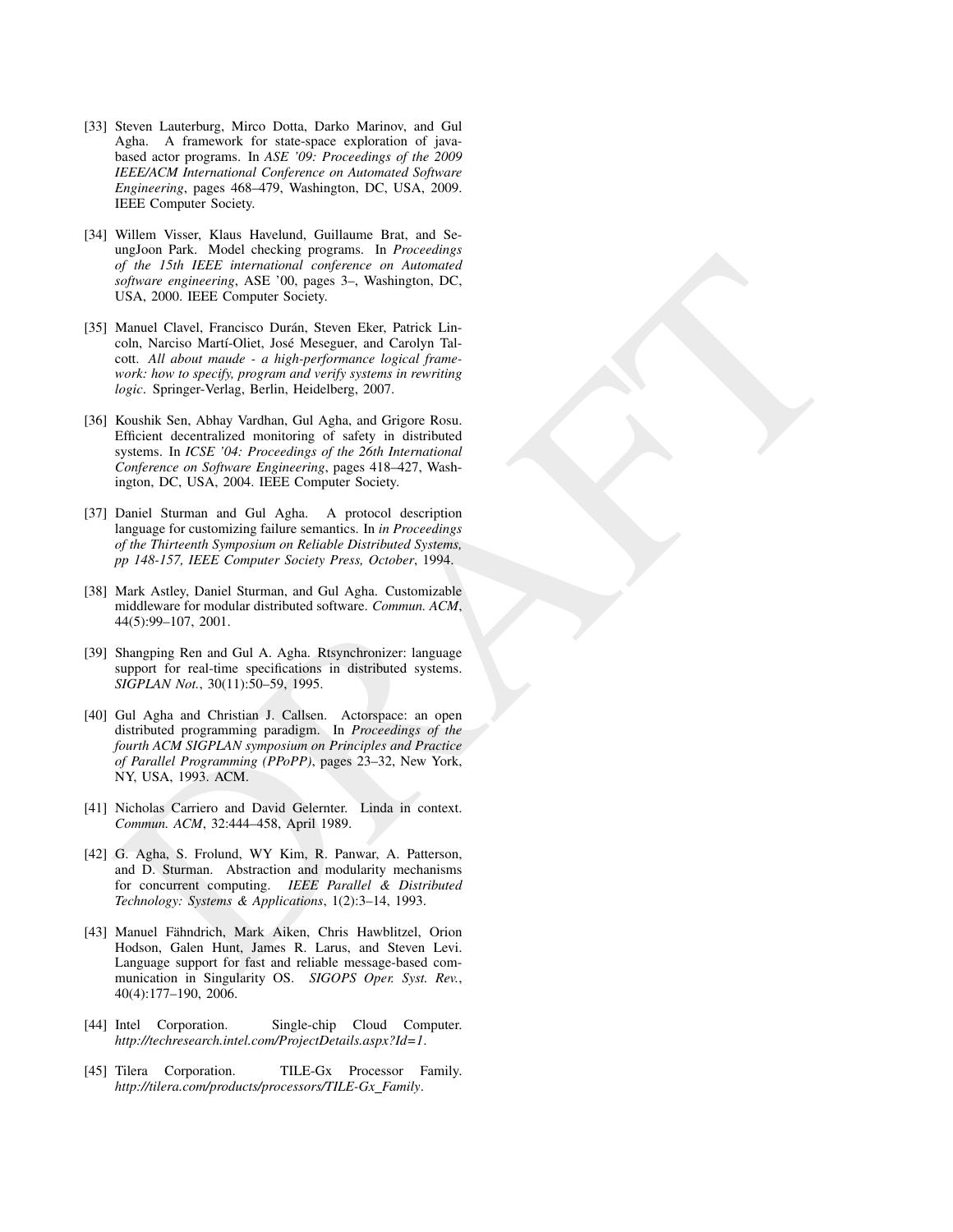[33] Steven Lauterburg, Mirco Dotta, Darko Marinov, and Gul Agha. A framework for state-space exploration of java-based actor programs. In *ASE '09: Proceedings of the 2009 IEEE/ACM International Conference on Automated Software Engineering*, pages 468–479, Washington, DC, USA, 2009. IEEE Computer Society.

[34] Willem Visser, Klaus Havelund, Guillaume Brat, and SeungJoon Park. Model checking programs. In *Proceedings of the 15th IEEE international conference on Automated software engineering*, ASE '00, pages 3–, Washington, DC, USA, 2000. IEEE Computer Society.

[35] Manuel Clavel, Francisco Durán, Steven Eker, Patrick Lincoln, Narciso Martí-Oliet, José Meseguer, and Carolyn Talcott. *All about maude - a high-performance logical framework: how to specify, program and verify systems in rewriting logic*. Springer-Verlag, Berlin, Heidelberg, 2007.

[36] Koushik Sen, Abhay Vardhan, Gul Agha, and Grigore Rosu. Efficient decentralized monitoring of safety in distributed systems. In *ICSE '04: Proceedings of the 26th International Conference on Software Engineering*, pages 418–427, Washington, DC, USA, 2004. IEEE Computer Society.

[37] Daniel Sturman and Gul Agha. A protocol description language for customizing failure semantics. In *in Proceedings of the Thirteenth Symposium on Reliable Distributed Systems, pp 148-157, IEEE Computer Society Press, October*, 1994.

[38] Mark Astley, Daniel Sturman, and Gul Agha. Customizable middleware for modular distributed software. *Commun. ACM*, 44(5):99–107, 2001.

[39] Shangping Ren and Gul A. Agha. Rtsynchronizer: language support for real-time specifications in distributed systems. *SIGPLAN Not.*, 30(11):50–59, 1995.

[40] Gul Agha and Christian J. Callsen. Actorspace: an open distributed programming paradigm. In *Proceedings of the fourth ACM SIGPLAN symposium on Principles and Practice of Parallel Programming (PPoPP)*, pages 23–32, New York, NY, USA, 1993. ACM.

[41] Nicholas Carriero and David Gelernter. Linda in context. *Commun. ACM*, 32:444–458, April 1989.

[42] G. Agha, S. Frolund, WY Kim, R. Panwar, A. Patterson, and D. Sturman. Abstraction and modularity mechanisms for concurrent computing. *IEEE Parallel & Distributed Technology: Systems & Applications*, 1(2):3–14, 1993.

[43] Manuel Fähndrich, Mark Aiken, Chris Hawblitzel, Orion Hodson, Galen Hunt, James R. Larus, and Steven Levi. Language support for fast and reliable message-based communication in Singularity OS. *SIGOPS Oper. Syst. Rev.*, 40(4):177–190, 2006.

[44] Intel Corporation. Single-chip Cloud Computer. *http://techresearch.intel.com/ProjectDetails.aspx?Id=1*.

[45] Tilera Corporation. TILE-Gx Processor Family. *http://tilera.com/products/processors/TILE-Gx_Family*.